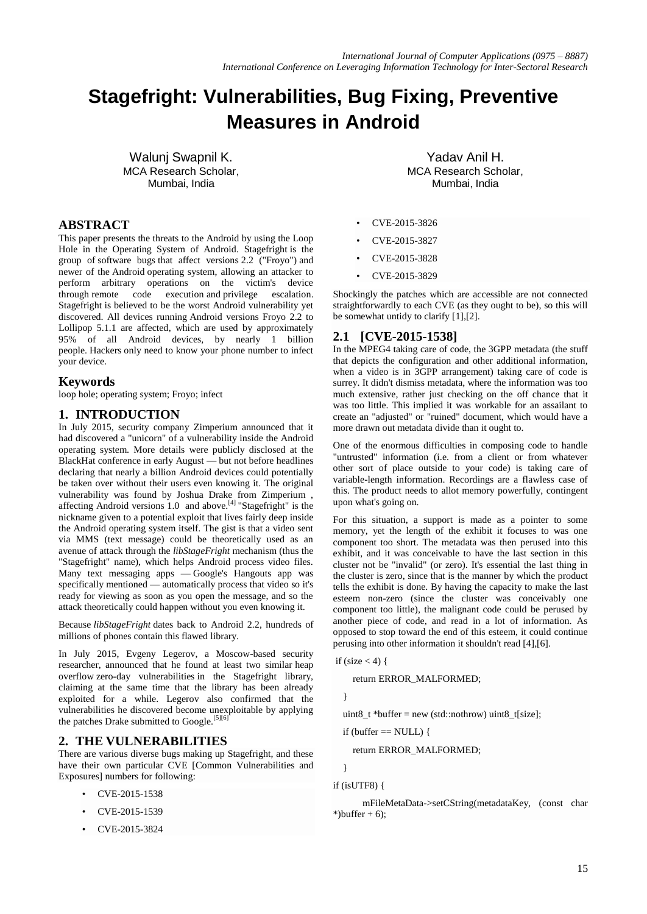# Stagefright: Vulnerabilities, Bug Fixing, Preventive Measures in Android

Walunj Swapnil K.
MCA Research Scholar,
Mumbai, India

Yadav Anil H.
MCA Research Scholar,
Mumbai, India

## ABSTRACT

This paper presents the threats to the Android by using the Loop Hole in the Operating System of Android. Stagefright is the group of software bugs that affect versions 2.2 ("Froyo") and newer of the Android operating system, allowing an attacker to perform arbitrary operations on the victim's device through remote code execution and privilege escalation. Stagefright is believed to be the worst Android vulnerability yet discovered. All devices running Android versions Froyo 2.2 to Lollipop 5.1.1 are affected, which are used by approximately 95% of all Android devices, by nearly 1 billion people. Hackers only need to know your phone number to infect your device.

## Keywords

loop hole; operating system; Froyo; infect

## 1. INTRODUCTION

In July 2015, security company Zimperium announced that it had discovered a "unicorn" of a vulnerability inside the Android operating system. More details were publicly disclosed at the BlackHat conference in early August — but not before headlines declaring that nearly a billion Android devices could potentially be taken over without their users even knowing it. The original vulnerability was found by Joshua Drake from Zimperium , affecting Android versions 1.0 and above.[4] "Stagefright" is the nickname given to a potential exploit that lives fairly deep inside the Android operating system itself. The gist is that a video sent via MMS (text message) could be theoretically used as an avenue of attack through the *libStageFright* mechanism (thus the "Stagefright" name), which helps Android process video files. Many text messaging apps — Google's Hangouts app was specifically mentioned — automatically process that video so it's ready for viewing as soon as you open the message, and so the attack theoretically could happen without you even knowing it.

Because *libStageFright* dates back to Android 2.2, hundreds of millions of phones contain this flawed library.

In July 2015, Evgeny Legerov, a Moscow-based security researcher, announced that he found at least two similar heap overflow zero-day vulnerabilities in the Stagefright library, claiming at the same time that the library has been already exploited for a while. Legerov also confirmed that the vulnerabilities he discovered become unexploitable by applying the patches Drake submitted to Google.[5][6]

## 2. THE VULNERABILITIES

There are various diverse bugs making up Stagefright, and these have their own particular CVE [Common Vulnerabilities and Exposures] numbers for following:

- CVE-2015-1538
- CVE-2015-1539
- CVE-2015-3824
- CVE-2015-3826
- CVE-2015-3827
- CVE-2015-3828
- CVE-2015-3829

Shockingly the patches which are accessible are not connected straightforwardly to each CVE (as they ought to be), so this will be somewhat untidy to clarify [1],[2].

### 2.1 [CVE-2015-1538]

In the MPEG4 taking care of code, the 3GPP metadata (the stuff that depicts the configuration and other additional information, when a video is in 3GPP arrangement) taking care of code is surrey. It didn't dismiss metadata, where the information was too much extensive, rather just checking on the off chance that it was too little. This implied it was workable for an assailant to create an "adjusted" or "ruined" document, which would have a more drawn out metadata divide than it ought to.

One of the enormous difficulties in composing code to handle "untrusted" information (i.e. from a client or from whatever other sort of place outside to your code) is taking care of variable-length information. Recordings are a flawless case of this. The product needs to allot memory powerfully, contingent upon what's going on.

For this situation, a support is made as a pointer to some memory, yet the length of the exhibit it focuses to was one component too short. The metadata was then perused into this exhibit, and it was conceivable to have the last section in this cluster not be "invalid" (or zero). It's essential the last thing in the cluster is zero, since that is the manner by which the product tells the exhibit is done. By having the capacity to make the last esteem non-zero (since the cluster was conceivably one component too little), the malignant code could be perused by another piece of code, and read in a lot of information. As opposed to stop toward the end of this esteem, it could continue perusing into other information it shouldn't read [4],[6].

```
if (size < 4) {
    return ERROR_MALFORMED;
}
uint8_t *buffer = new (std::nothrow) uint8_t[size];
if (buffer == NULL) {
    return ERROR_MALFORMED;
}
if (isUTF8) {
    mFileMetaData->setCString(metadataKey, (const char *)buffer + 6);
```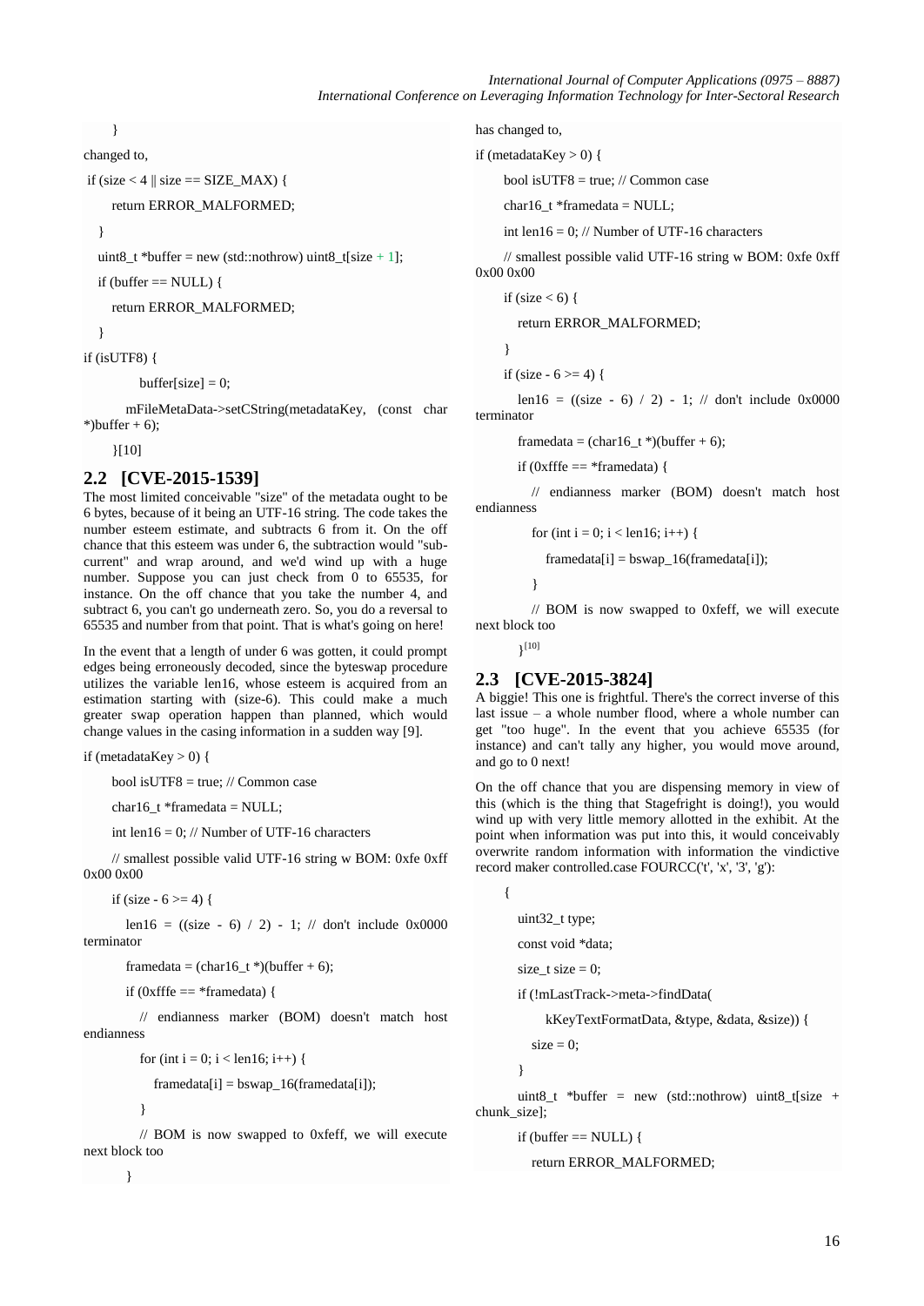```
    }
```

changed to,

```
 if (size < 4 || size == SIZE_MAX) {
    return ERROR_MALFORMED;
  }
  uint8_t *buffer = new (std::nothrow) uint8_t[size + 1];
  if (buffer == NULL) {
    return ERROR_MALFORMED;
  }
if (isUTF8) {
        buffer[size] = 0;
     mFileMetaData->setCString(metadataKey, (const char *)buffer + 6);
   }[10]
```

## 2.2 [CVE-2015-1539]

The most limited conceivable "size" of the metadata ought to be 6 bytes, because of it being an UTF-16 string. The code takes the number esteem estimate, and subtracts 6 from it. On the off chance that this esteem was under 6, the subtraction would "sub-current" and wrap around, and we'd wind up with a huge number. Suppose you can just check from 0 to 65535, for instance. On the off chance that you take the number 4, and subtract 6, you can't go underneath zero. So, you do a reversal to 65535 and number from that point. That is what's going on here!

In the event that a length of under 6 was gotten, it could prompt edges being erroneously decoded, since the byteswap procedure utilizes the variable len16, whose esteem is acquired from an estimation starting with (size-6). This could make a much greater swap operation happen than planned, which would change values in the casing information in a sudden way [9].

```
if (metadataKey > 0) {
    bool isUTF8 = true; // Common case
    char16_t *framedata = NULL;
    int len16 = 0; // Number of UTF-16 characters
    // smallest possible valid UTF-16 string w BOM: 0xfe 0xff 0x00 0x00
    if (size - 6 >= 4) {
       len16 = ((size - 6) / 2) - 1; // don't include 0x0000 terminator
       framedata = (char16_t *)(buffer + 6);
       if (0xfffe == *framedata) {
         // endianness marker (BOM) doesn't match host endianness
         for (int i = 0; i < len16; i++) {
            framedata[i] = bswap_16(framedata[i]);
         }
         // BOM is now swapped to 0xfeff, we will execute next block too
       }
```

has changed to,

```
if (metadataKey > 0) {
    bool isUTF8 = true; // Common case
    char16_t *framedata = NULL;
    int len16 = 0; // Number of UTF-16 characters
    // smallest possible valid UTF-16 string w BOM: 0xfe 0xff 0x00 0x00
    if (size < 6) {
       return ERROR_MALFORMED;
    }
    if (size - 6 >= 4) {
       len16 = ((size - 6) / 2) - 1; // don't include 0x0000 terminator
       framedata = (char16_t *)(buffer + 6);
       if (0xfffe == *framedata) {
         // endianness marker (BOM) doesn't match host endianness
         for (int i = 0; i < len16; i++) {
            framedata[i] = bswap_16(framedata[i]);
         }
         // BOM is now swapped to 0xfeff, we will execute next block too
       }[10]
```

## 2.3 [CVE-2015-3824]

A biggie! This one is frightful. There's the correct inverse of this last issue – a whole number flood, where a whole number can get "too huge". In the event that you achieve 65535 (for instance) and can't tally any higher, you would move around, and go to 0 next!

On the off chance that you are dispensing memory in view of this (which is the thing that Stagefright is doing!), you would wind up with very little memory allotted in the exhibit. At the point when information was put into this, it would conceivably overwrite random information with information the vindictive record maker controlled.case FOURCC('t', 'x', '3', 'g'):

```
    {
       uint32_t type;
       const void *data;
       size_t size = 0;
       if (!mLastTrack->meta->findData(
           kKeyTextFormatData, &type, &data, &size)) {
         size = 0;
       }
       uint8_t *buffer = new (std::nothrow) uint8_t[size + chunk_size];
       if (buffer == NULL) {
         return ERROR_MALFORMED;
```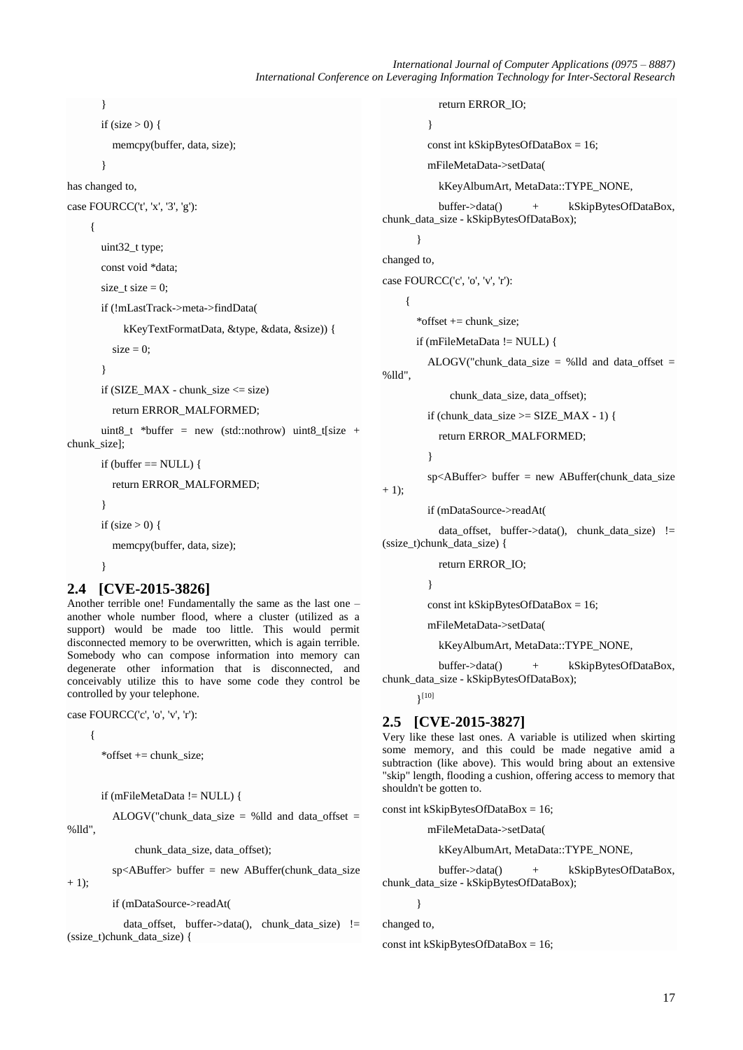```
        }
        if (size > 0) {
            memcpy(buffer, data, size);
        }
```

has changed to,

```
case FOURCC('t', 'x', '3', 'g'):
    {
        uint32_t type;
        const void *data;
        size_t size = 0;
        if (!mLastTrack->meta->findData(
                kKeyTextFormatData, &type, &data, &size)) {
            size = 0;
        }
        if (SIZE_MAX - chunk_size <= size)
            return ERROR_MALFORMED;
        uint8_t *buffer = new (std::nothrow) uint8_t[size + chunk_size];
        if (buffer == NULL) {
            return ERROR_MALFORMED;
        }
        if (size > 0) {
            memcpy(buffer, data, size);
        }
```

## 2.4 [CVE-2015-3826]

Another terrible one! Fundamentally the same as the last one – another whole number flood, where a cluster (utilized as a support) would be made too little. This would permit disconnected memory to be overwritten, which is again terrible. Somebody who can compose information into memory can degenerate other information that is disconnected, and conceivably utilize this to have some code they control be controlled by your telephone.

```
case FOURCC('c', 'o', 'v', 'r'):
    {
        *offset += chunk_size;

        if (mFileMetaData != NULL) {
            ALOGV("chunk_data_size = %lld and data_offset = %lld",
                    chunk_data_size, data_offset);
            sp<ABuffer> buffer = new ABuffer(chunk_data_size + 1);
            if (mDataSource->readAt(
                data_offset, buffer->data(), chunk_data_size) != (ssize_t)chunk_data_size) {
                return ERROR_IO;
            }
            const int kSkipBytesOfDataBox = 16;
            mFileMetaData->setData(
                kKeyAlbumArt, MetaData::TYPE_NONE,
                buffer->data() + kSkipBytesOfDataBox, chunk_data_size - kSkipBytesOfDataBox);
        }
```

changed to,

```
case FOURCC('c', 'o', 'v', 'r'):
    {
        *offset += chunk_size;
        if (mFileMetaData != NULL) {
            ALOGV("chunk_data_size = %lld and data_offset = %lld",
                    chunk_data_size, data_offset);
            if (chunk_data_size >= SIZE_MAX - 1) {
                return ERROR_MALFORMED;
            }
            sp<ABuffer> buffer = new ABuffer(chunk_data_size + 1);
            if (mDataSource->readAt(
                data_offset, buffer->data(), chunk_data_size) != (ssize_t)chunk_data_size) {
                return ERROR_IO;
            }
            const int kSkipBytesOfDataBox = 16;
            mFileMetaData->setData(
                kKeyAlbumArt, MetaData::TYPE_NONE,
                buffer->data() + kSkipBytesOfDataBox, chunk_data_size - kSkipBytesOfDataBox);
        }[10]
```

## 2.5 [CVE-2015-3827]

Very like these last ones. A variable is utilized when skirting some memory, and this could be made negative amid a subtraction (like above). This would bring about an extensive "skip" length, flooding a cushion, offering access to memory that shouldn't be gotten to.

```
const int kSkipBytesOfDataBox = 16;
            mFileMetaData->setData(
                kKeyAlbumArt, MetaData::TYPE_NONE,
                buffer->data() + kSkipBytesOfDataBox, chunk_data_size - kSkipBytesOfDataBox);
        }
```

changed to,

```
const int kSkipBytesOfDataBox = 16;
```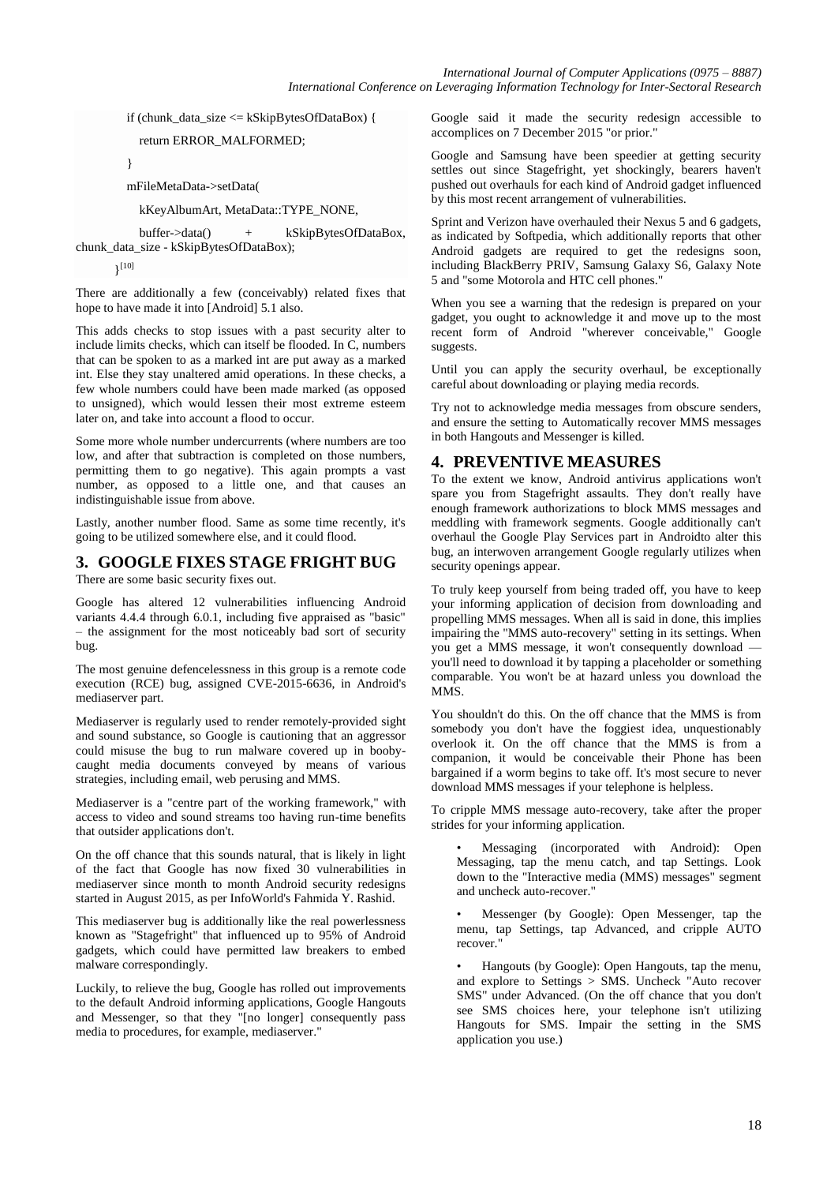```
if (chunk_data_size <= kSkipBytesOfDataBox) {
    return ERROR_MALFORMED;
}
mFileMetaData->setData(
    kKeyAlbumArt, MetaData::TYPE_NONE,
    buffer->data() + kSkipBytesOfDataBox, chunk_data_size - kSkipBytesOfDataBox);
}
```
[10]

There are additionally a few (conceivably) related fixes that hope to have made it into [Android] 5.1 also.

This adds checks to stop issues with a past security alter to include limits checks, which can itself be flooded. In C, numbers that can be spoken to as a marked int are put away as a marked int. Else they stay unaltered amid operations. In these checks, a few whole numbers could have been made marked (as opposed to unsigned), which would lessen their most extreme esteem later on, and take into account a flood to occur.

Some more whole number undercurrents (where numbers are too low, and after that subtraction is completed on those numbers, permitting them to go negative). This again prompts a vast number, as opposed to a little one, and that causes an indistinguishable issue from above.

Lastly, another number flood. Same as some time recently, it's going to be utilized somewhere else, and it could flood.

## 3. GOOGLE FIXES STAGE FRIGHT BUG

There are some basic security fixes out.

Google has altered 12 vulnerabilities influencing Android variants 4.4.4 through 6.0.1, including five appraised as "basic" – the assignment for the most noticeably bad sort of security bug.

The most genuine defencelessness in this group is a remote code execution (RCE) bug, assigned CVE-2015-6636, in Android's mediaserver part.

Mediaserver is regularly used to render remotely-provided sight and sound substance, so Google is cautioning that an aggressor could misuse the bug to run malware covered up in booby-caught media documents conveyed by means of various strategies, including email, web perusing and MMS.

Mediaserver is a "centre part of the working framework," with access to video and sound streams too having run-time benefits that outsider applications don't.

On the off chance that this sounds natural, that is likely in light of the fact that Google has now fixed 30 vulnerabilities in mediaserver since month to month Android security redesigns started in August 2015, as per InfoWorld's Fahmida Y. Rashid.

This mediaserver bug is additionally like the real powerlessness known as "Stagefright" that influenced up to 95% of Android gadgets, which could have permitted law breakers to embed malware correspondingly.

Luckily, to relieve the bug, Google has rolled out improvements to the default Android informing applications, Google Hangouts and Messenger, so that they "[no longer] consequently pass media to procedures, for example, mediaserver."

Google said it made the security redesign accessible to accomplices on 7 December 2015 "or prior."

Google and Samsung have been speedier at getting security settles out since Stagefright, yet shockingly, bearers haven't pushed out overhauls for each kind of Android gadget influenced by this most recent arrangement of vulnerabilities.

Sprint and Verizon have overhauled their Nexus 5 and 6 gadgets, as indicated by Softpedia, which additionally reports that other Android gadgets are required to get the redesigns soon, including BlackBerry PRIV, Samsung Galaxy S6, Galaxy Note 5 and "some Motorola and HTC cell phones."

When you see a warning that the redesign is prepared on your gadget, you ought to acknowledge it and move up to the most recent form of Android "wherever conceivable," Google suggests.

Until you can apply the security overhaul, be exceptionally careful about downloading or playing media records.

Try not to acknowledge media messages from obscure senders, and ensure the setting to Automatically recover MMS messages in both Hangouts and Messenger is killed.

## 4. PREVENTIVE MEASURES

To the extent we know, Android antivirus applications won't spare you from Stagefright assaults. They don't really have enough framework authorizations to block MMS messages and meddling with framework segments. Google additionally can't overhaul the Google Play Services part in Androidto alter this bug, an interwoven arrangement Google regularly utilizes when security openings appear.

To truly keep yourself from being traded off, you have to keep your informing application of decision from downloading and propelling MMS messages. When all is said in done, this implies impairing the "MMS auto-recovery" setting in its settings. When you get a MMS message, it won't consequently download — you'll need to download it by tapping a placeholder or something comparable. You won't be at hazard unless you download the MMS.

You shouldn't do this. On the off chance that the MMS is from somebody you don't have the foggiest idea, unquestionably overlook it. On the off chance that the MMS is from a companion, it would be conceivable their Phone has been bargained if a worm begins to take off. It's most secure to never download MMS messages if your telephone is helpless.

To cripple MMS message auto-recovery, take after the proper strides for your informing application.

- Messaging (incorporated with Android): Open Messaging, tap the menu catch, and tap Settings. Look down to the "Interactive media (MMS) messages" segment and uncheck auto-recover."
- Messenger (by Google): Open Messenger, tap the menu, tap Settings, tap Advanced, and cripple AUTO recover."
- Hangouts (by Google): Open Hangouts, tap the menu, and explore to Settings > SMS. Uncheck "Auto recover SMS" under Advanced. (On the off chance that you don't see SMS choices here, your telephone isn't utilizing Hangouts for SMS. Impair the setting in the SMS application you use.)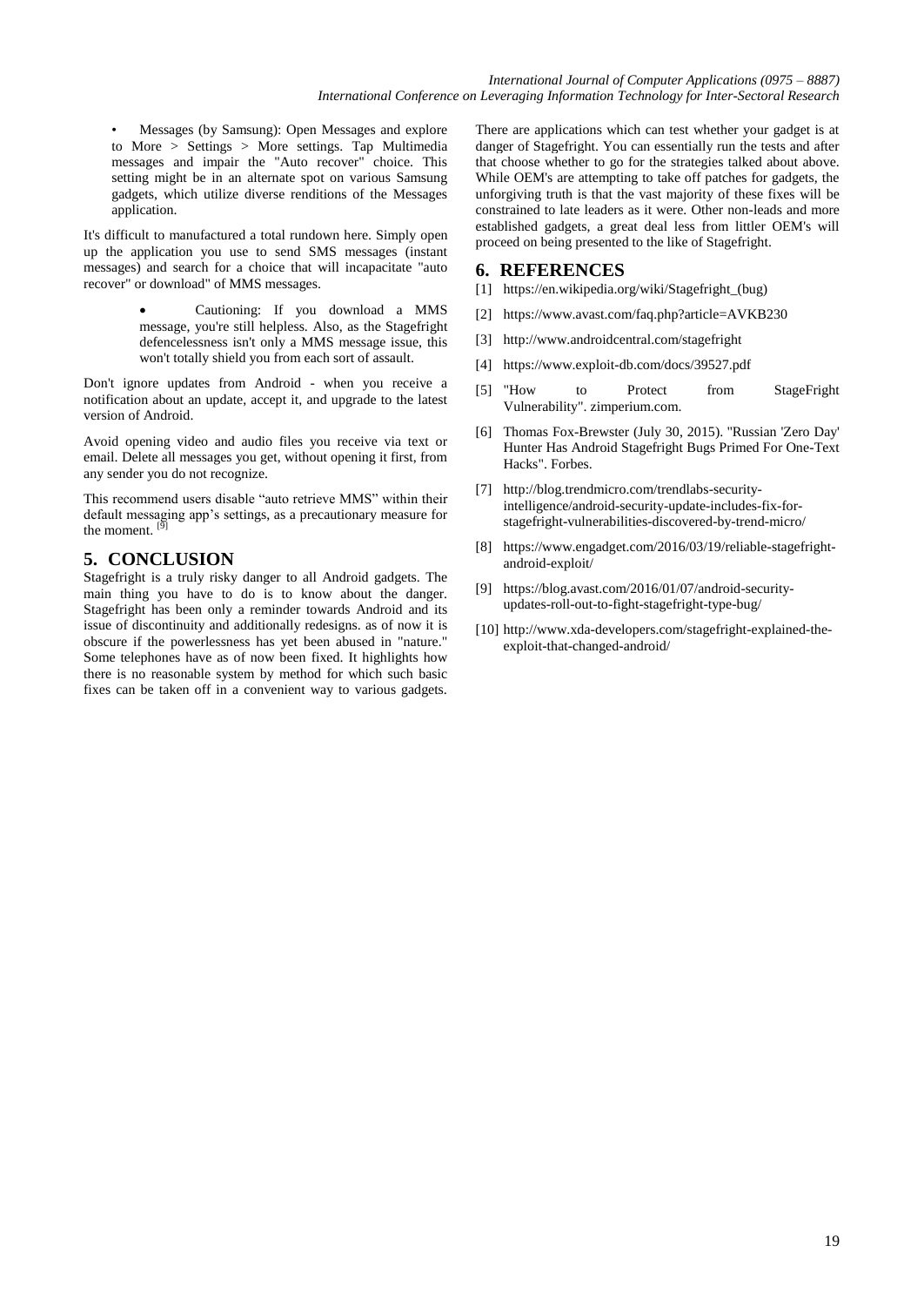- Messages (by Samsung): Open Messages and explore to More > Settings > More settings. Tap Multimedia messages and impair the "Auto recover" choice. This setting might be in an alternate spot on various Samsung gadgets, which utilize diverse renditions of the Messages application.

It's difficult to manufactured a total rundown here. Simply open up the application you use to send SMS messages (instant messages) and search for a choice that will incapacitate "auto recover" or download" of MMS messages.

- Cautioning: If you download a MMS message, you're still helpless. Also, as the Stagefright defencelessness isn't only a MMS message issue, this won't totally shield you from each sort of assault.

Don't ignore updates from Android - when you receive a notification about an update, accept it, and upgrade to the latest version of Android.

Avoid opening video and audio files you receive via text or email. Delete all messages you get, without opening it first, from any sender you do not recognize.

This recommend users disable “auto retrieve MMS” within their default messaging app’s settings, as a precautionary measure for the moment. [9]

## 5. CONCLUSION

Stagefright is a truly risky danger to all Android gadgets. The main thing you have to do is to know about the danger. Stagefright has been only a reminder towards Android and its issue of discontinuity and additionally redesigns. as of now it is obscure if the powerlessness has yet been abused in "nature." Some telephones have as of now been fixed. It highlights how there is no reasonable system by method for which such basic fixes can be taken off in a convenient way to various gadgets. There are applications which can test whether your gadget is at danger of Stagefright. You can essentially run the tests and after that choose whether to go for the strategies talked about above. While OEM's are attempting to take off patches for gadgets, the unforgiving truth is that the vast majority of these fixes will be constrained to late leaders as it were. Other non-leads and more established gadgets, a great deal less from littler OEM's will proceed on being presented to the like of Stagefright.

## 6. REFERENCES

[1] https://en.wikipedia.org/wiki/Stagefright_(bug)

[2] https://www.avast.com/faq.php?article=AVKB230

[3] http://www.androidcentral.com/stagefright

[4] https://www.exploit-db.com/docs/39527.pdf

[5] "How to Protect from StageFright Vulnerability". zimperium.com.

[6] Thomas Fox-Brewster (July 30, 2015). "Russian 'Zero Day' Hunter Has Android Stagefright Bugs Primed For One-Text Hacks". Forbes.

[7] http://blog.trendmicro.com/trendlabs-security-intelligence/android-security-update-includes-fix-for-stagefright-vulnerabilities-discovered-by-trend-micro/

[8] https://www.engadget.com/2016/03/19/reliable-stagefright-android-exploit/

[9] https://blog.avast.com/2016/01/07/android-security-updates-roll-out-to-fight-stagefright-type-bug/

[10] http://www.xda-developers.com/stagefright-explained-the-exploit-that-changed-android/